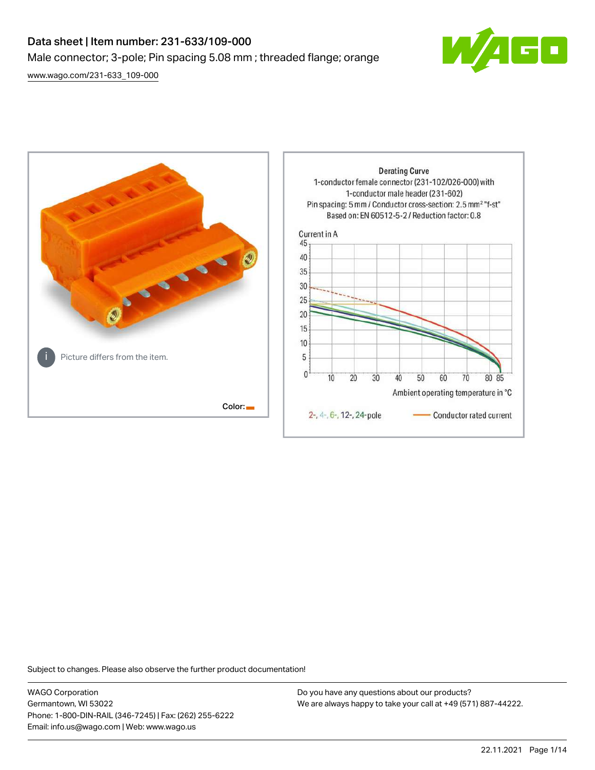# Data sheet | Item number: 231-633/109-000

Male connector; 3-pole; Pin spacing 5.08 mm ; threaded flange; orange

[www.wago.com/231-633_109-000](www.wago.com/231-633_109-000)

Picture differs from the item.

Color:

Derating Curve
1-conductor female connector (231-102/026-000) with
1-conductor male header (231-602)
Pin spacing: 5 mm / Conductor cross-section: 2.5 mm² "f-st"
Based on: EN 60512-5-2 / Reduction factor: 0.8

Current in A

Ambient operating temperature in °C

2-, 4-, 6-, 12-, 24-pole — Conductor rated current

Subject to changes. Please also observe the further product documentation!

WAGO Corporation
Germantown, WI 53022
Phone: 1-800-DIN-RAIL (346-7245) | Fax: (262) 255-6222
Email: info.us@wago.com | Web: www.wago.us

Do you have any questions about our products?
We are always happy to take your call at +49 (571) 887-44222.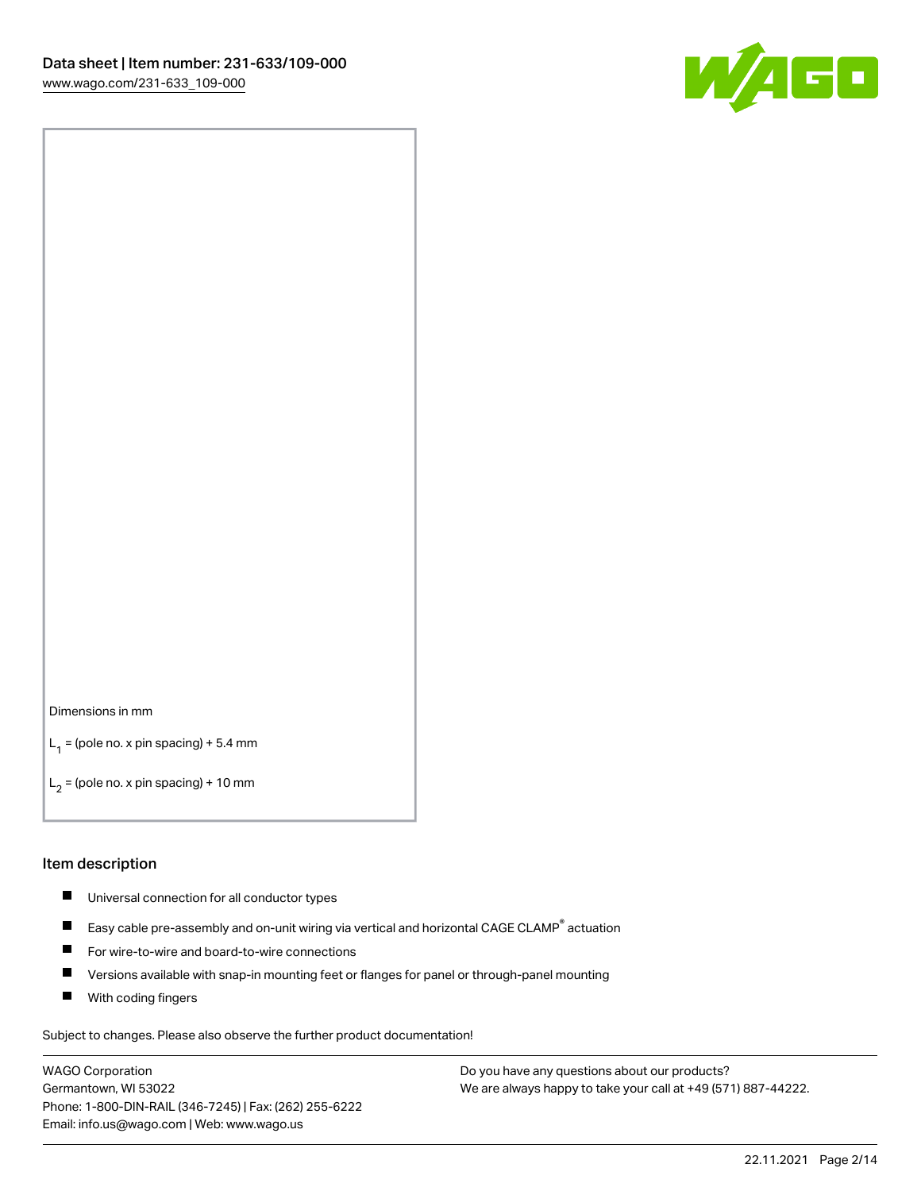Dimensions in mm

$L_1$ = (pole no. x pin spacing) + 5.4 mm

$L_2$ = (pole no. x pin spacing) + 10 mm

## Item description

- Universal connection for all conductor types
- Easy cable pre-assembly and on-unit wiring via vertical and horizontal CAGE CLAMP® actuation
- For wire-to-wire and board-to-wire connections
- Versions available with snap-in mounting feet or flanges for panel or through-panel mounting
- With coding fingers

Subject to changes. Please also observe the further product documentation!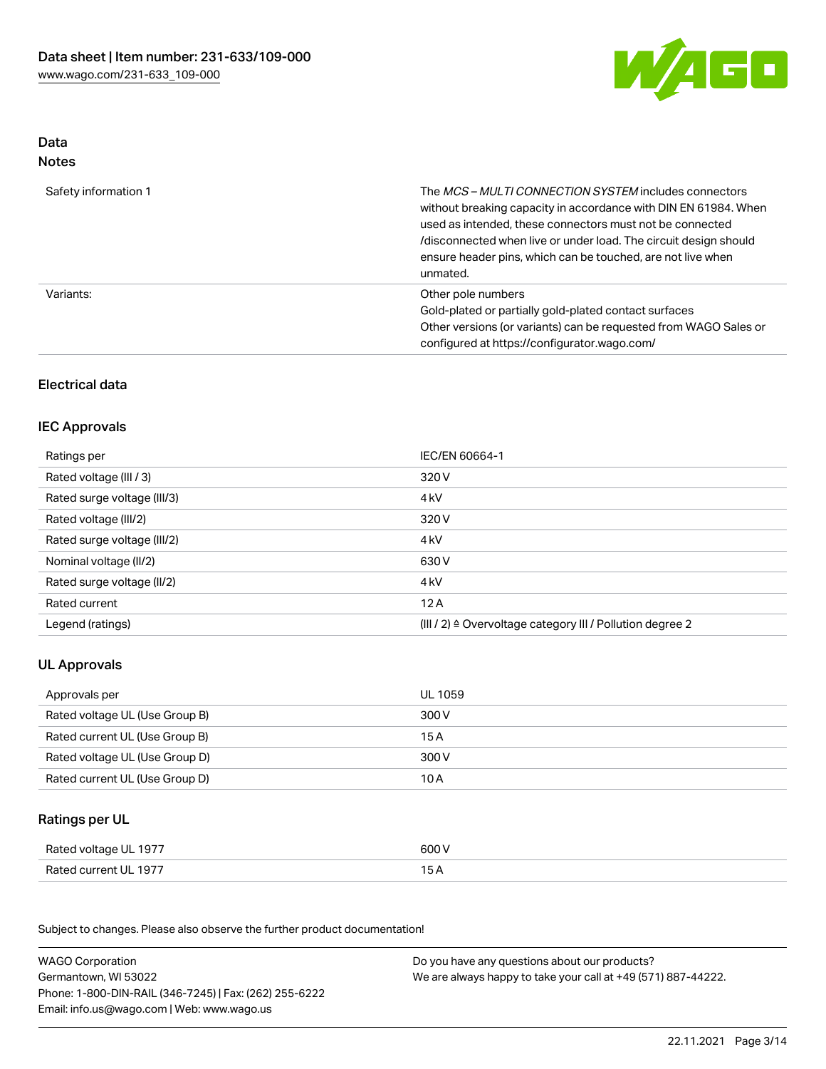## Data
### Notes

| | |
|---|---|
| Safety information 1 | The *MCS – MULTI CONNECTION SYSTEM* includes connectors without breaking capacity in accordance with DIN EN 61984. When used as intended, these connectors must not be connected /disconnected when live or under load. The circuit design should ensure header pins, which can be touched, are not live when unmated. |
| Variants: | Other pole numbers<br>Gold-plated or partially gold-plated contact surfaces<br>Other versions (or variants) can be requested from WAGO Sales or configured at https://configurator.wago.com/ |

## Electrical data

### IEC Approvals

| | |
|---|---|
| Ratings per | IEC/EN 60664-1 |
| Rated voltage (III / 3) | 320 V |
| Rated surge voltage (III/3) | 4 kV |
| Rated voltage (III/2) | 320 V |
| Rated surge voltage (III/2) | 4 kV |
| Nominal voltage (II/2) | 630 V |
| Rated surge voltage (II/2) | 4 kV |
| Rated current | 12 A |
| Legend (ratings) | (III / 2) ≙ Overvoltage category III / Pollution degree 2 |

### UL Approvals

| | |
|---|---|
| Approvals per | UL 1059 |
| Rated voltage UL (Use Group B) | 300 V |
| Rated current UL (Use Group B) | 15 A |
| Rated voltage UL (Use Group D) | 300 V |
| Rated current UL (Use Group D) | 10 A |

### Ratings per UL

| | |
|---|---|
| Rated voltage UL 1977 | 600 V |
| Rated current UL 1977 | 15 A |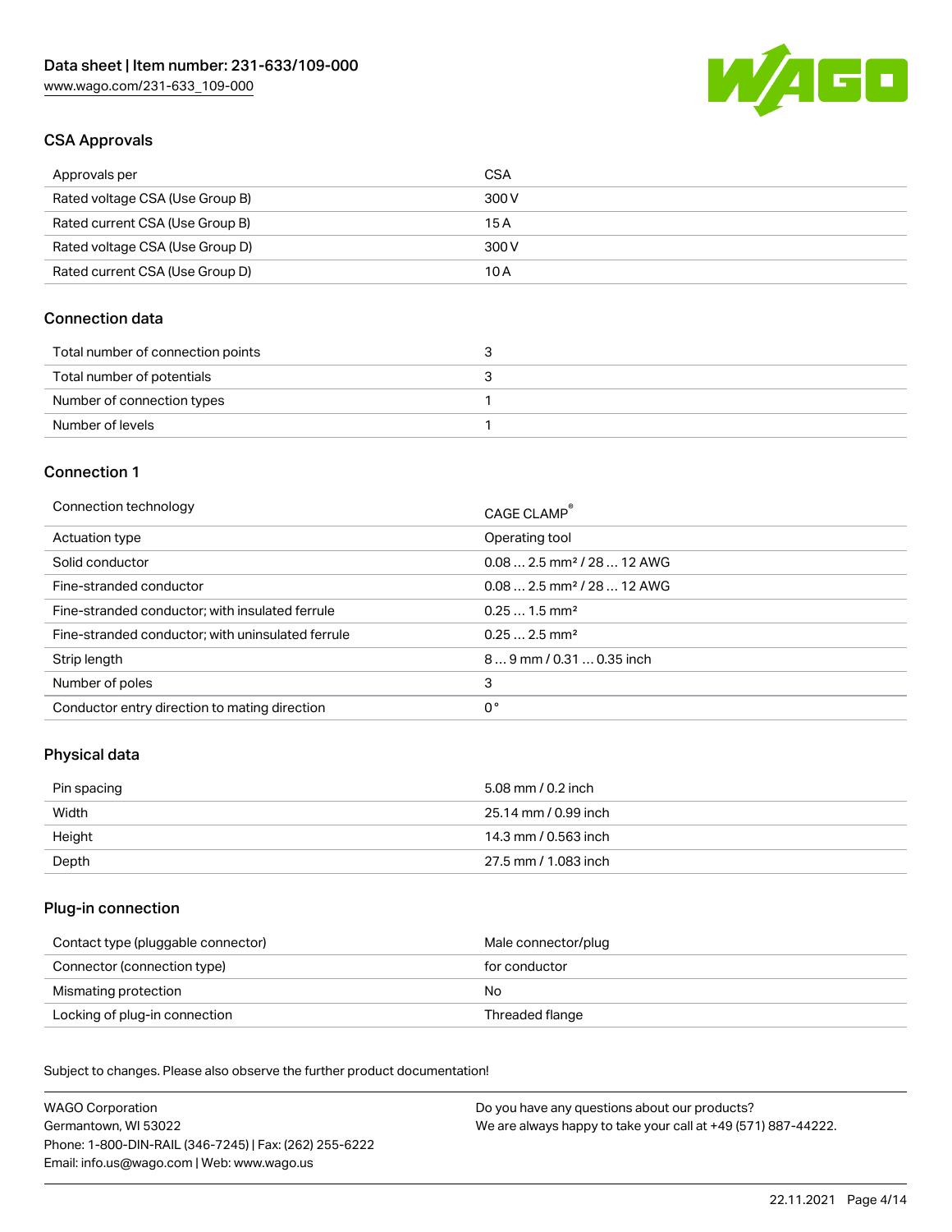## CSA Approvals

| Approvals per | CSA |
|---|---|
| Rated voltage CSA (Use Group B) | 300 V |
| Rated current CSA (Use Group B) | 15 A |
| Rated voltage CSA (Use Group D) | 300 V |
| Rated current CSA (Use Group D) | 10 A |

## Connection data

| Total number of connection points | 3 |
|---|---|
| Total number of potentials | 3 |
| Number of connection types | 1 |
| Number of levels | 1 |

## Connection 1

| Connection technology | CAGE CLAMP® |
|---|---|
| Actuation type | Operating tool |
| Solid conductor | 0.08 … 2.5 mm² / 28 … 12 AWG |
| Fine-stranded conductor | 0.08 … 2.5 mm² / 28 … 12 AWG |
| Fine-stranded conductor; with insulated ferrule | 0.25 … 1.5 mm² |
| Fine-stranded conductor; with uninsulated ferrule | 0.25 … 2.5 mm² |
| Strip length | 8 … 9 mm / 0.31 … 0.35 inch |
| Number of poles | 3 |
| Conductor entry direction to mating direction | 0 ° |

## Physical data

| Pin spacing | 5.08 mm / 0.2 inch |
|---|---|
| Width | 25.14 mm / 0.99 inch |
| Height | 14.3 mm / 0.563 inch |
| Depth | 27.5 mm / 1.083 inch |

## Plug-in connection

| Contact type (pluggable connector) | Male connector/plug |
|---|---|
| Connector (connection type) | for conductor |
| Mismating protection | No |
| Locking of plug-in connection | Threaded flange |

Subject to changes. Please also observe the further product documentation!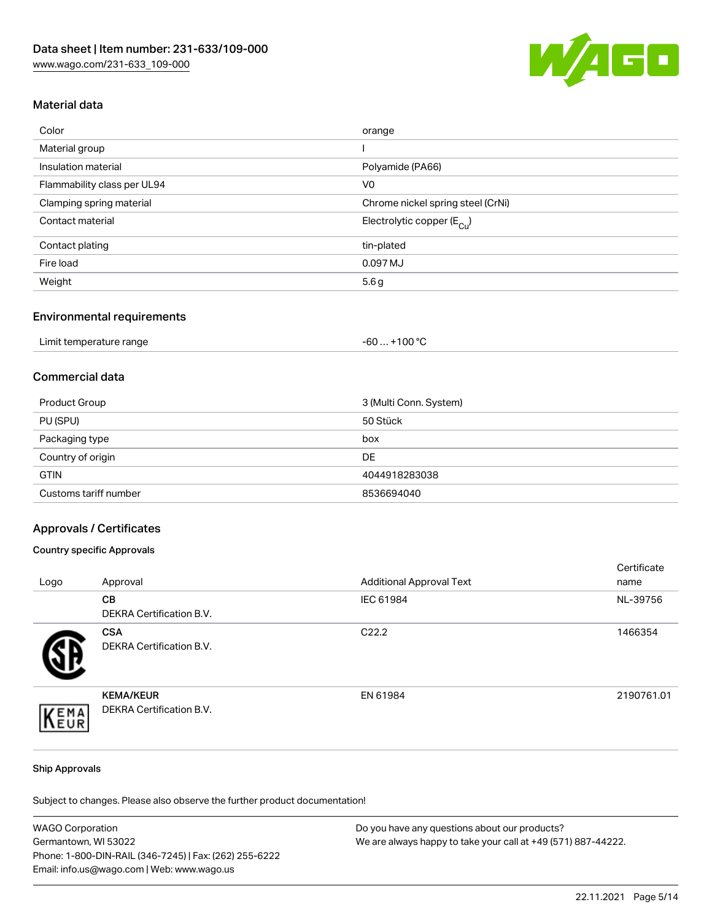## Material data

| Color | orange |
|---|---|
| Material group | I |
| Insulation material | Polyamide (PA66) |
| Flammability class per UL94 | V0 |
| Clamping spring material | Chrome nickel spring steel (CrNi) |
| Contact material | Electrolytic copper ($E_{Cu}$) |
| Contact plating | tin-plated |
| Fire load | 0.097 MJ |
| Weight | 5.6 g |

## Environmental requirements

| Limit temperature range | -60 … +100 °C |
|---|---|

## Commercial data

| Product Group | 3 (Multi Conn. System) |
|---|---|
| PU (SPU) | 50 Stück |
| Packaging type | box |
| Country of origin | DE |
| GTIN | 4044918283038 |
| Customs tariff number | 8536694040 |

## Approvals / Certificates

### Country specific Approvals

| Logo | Approval | Additional Approval Text | Certificate name |
|---|---|---|---|
| | **CB** DEKRA Certification B.V. | IEC 61984 | NL-39756 |
| | **CSA** DEKRA Certification B.V. | C22.2 | 1466354 |
| | **KEMA/KEUR** DEKRA Certification B.V. | EN 61984 | 2190761.01 |

### Ship Approvals

Subject to changes. Please also observe the further product documentation!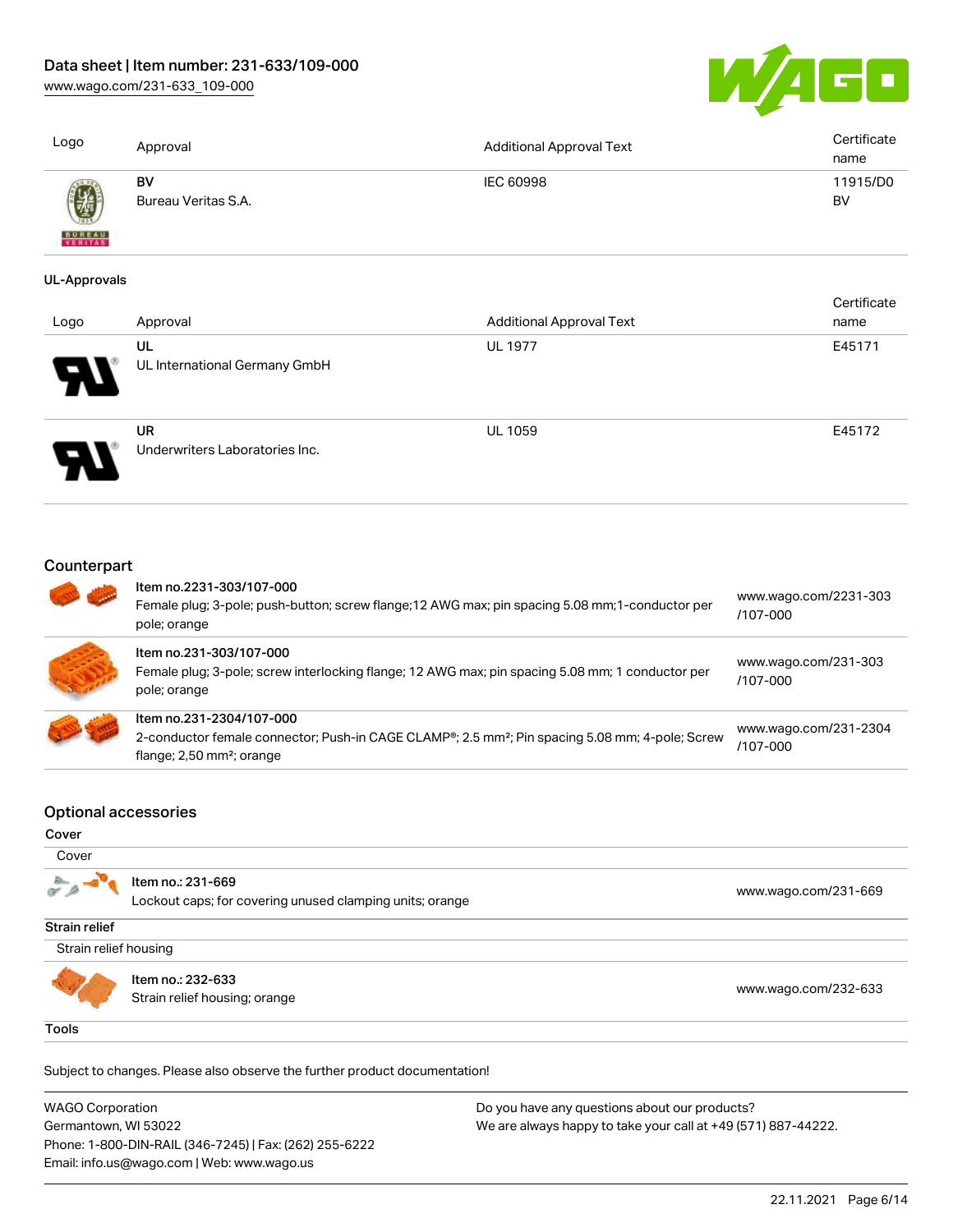| Logo | Approval | Additional Approval Text | Certificate name |
| --- | --- | --- | --- |
| | BV<br>Bureau Veritas S.A. | IEC 60998 | 11915/D0 BV |

### UL-Approvals

| Logo | Approval | Additional Approval Text | Certificate name |
| --- | --- | --- | --- |
| | UL<br>UL International Germany GmbH | UL 1977 | E45171 |
| | UR<br>Underwriters Laboratories Inc. | UL 1059 | E45172 |

## Counterpart

| | | |
| --- | --- | --- |
| | Item no.2231-303/107-000<br>Female plug; 3-pole; push-button; screw flange;12 AWG max; pin spacing 5.08 mm;1-conductor per pole; orange | www.wago.com/2231-303/107-000 |
| | Item no.231-303/107-000<br>Female plug; 3-pole; screw interlocking flange; 12 AWG max; pin spacing 5.08 mm; 1 conductor per pole; orange | www.wago.com/231-303/107-000 |
| | Item no.231-2304/107-000<br>2-conductor female connector; Push-in CAGE CLAMP®; 2.5 mm²; Pin spacing 5.08 mm; 4-pole; Screw flange; 2,50 mm²; orange | www.wago.com/231-2304/107-000 |

## Optional accessories

**Cover**

| Cover | | |
| --- | --- | --- |
| | Item no.: 231-669<br>Lockout caps; for covering unused clamping units; orange | www.wago.com/231-669 |

**Strain relief**

| Strain relief housing | | |
| --- | --- | --- |
| | Item no.: 232-633<br>Strain relief housing; orange | www.wago.com/232-633 |

**Tools**

Subject to changes. Please also observe the further product documentation!

WAGO Corporation
Germantown, WI 53022
Phone: 1-800-DIN-RAIL (346-7245) | Fax: (262) 255-6222
Email: info.us@wago.com | Web: www.wago.us

Do you have any questions about our products?
We are always happy to take your call at +49 (571) 887-44222.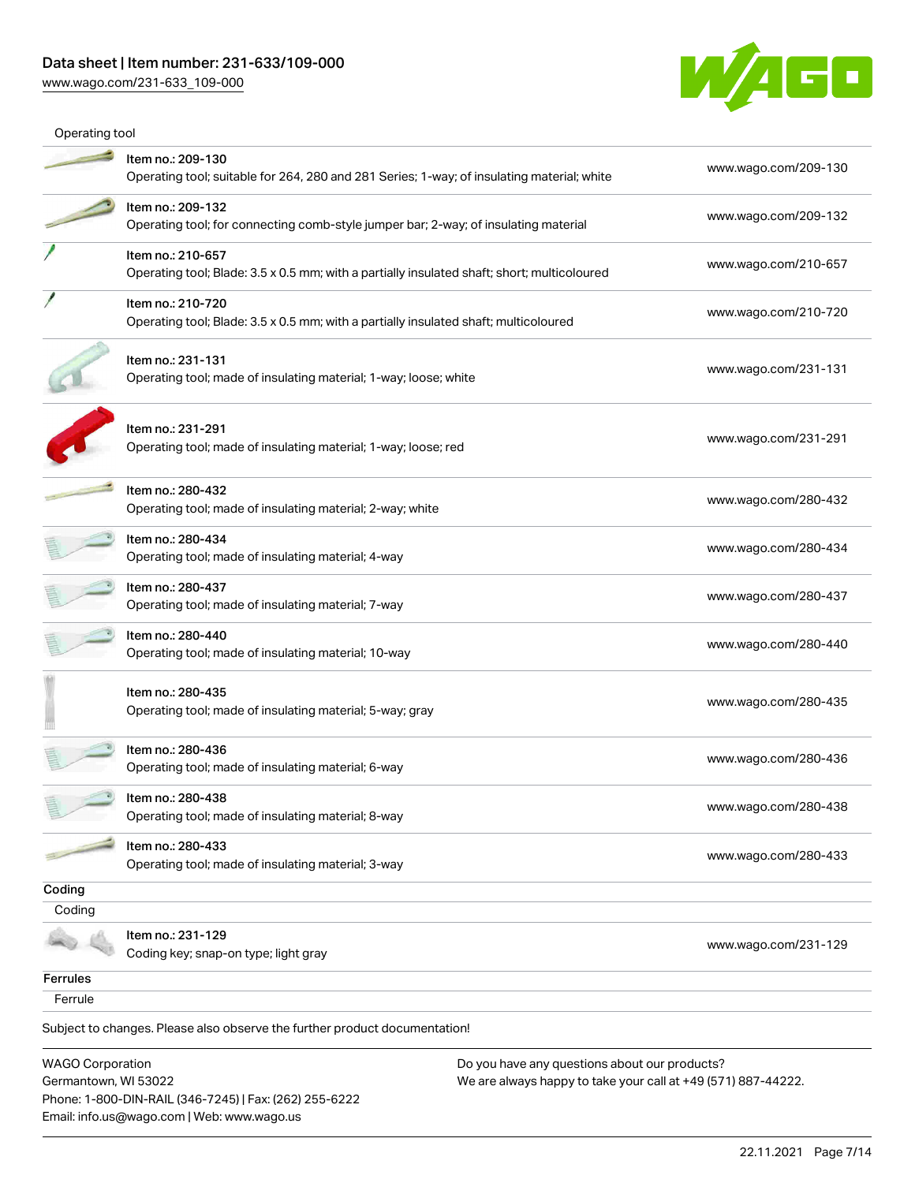Operating tool

| Item | Link |
|---|---|
| Item no.: 209-130<br>Operating tool; suitable for 264, 280 and 281 Series; 1-way; of insulating material; white | www.wago.com/209-130 |
| Item no.: 209-132<br>Operating tool; for connecting comb-style jumper bar; 2-way; of insulating material | www.wago.com/209-132 |
| Item no.: 210-657<br>Operating tool; Blade: 3.5 x 0.5 mm; with a partially insulated shaft; short; multicoloured | www.wago.com/210-657 |
| Item no.: 210-720<br>Operating tool; Blade: 3.5 x 0.5 mm; with a partially insulated shaft; multicoloured | www.wago.com/210-720 |
| Item no.: 231-131<br>Operating tool; made of insulating material; 1-way; loose; white | www.wago.com/231-131 |
| Item no.: 231-291<br>Operating tool; made of insulating material; 1-way; loose; red | www.wago.com/231-291 |
| Item no.: 280-432<br>Operating tool; made of insulating material; 2-way; white | www.wago.com/280-432 |
| Item no.: 280-434<br>Operating tool; made of insulating material; 4-way | www.wago.com/280-434 |
| Item no.: 280-437<br>Operating tool; made of insulating material; 7-way | www.wago.com/280-437 |
| Item no.: 280-440<br>Operating tool; made of insulating material; 10-way | www.wago.com/280-440 |
| Item no.: 280-435<br>Operating tool; made of insulating material; 5-way; gray | www.wago.com/280-435 |
| Item no.: 280-436<br>Operating tool; made of insulating material; 6-way | www.wago.com/280-436 |
| Item no.: 280-438<br>Operating tool; made of insulating material; 8-way | www.wago.com/280-438 |
| Item no.: 280-433<br>Operating tool; made of insulating material; 3-way | www.wago.com/280-433 |

**Coding**

Coding

| Item | Link |
|---|---|
| Item no.: 231-129<br>Coding key; snap-on type; light gray | www.wago.com/231-129 |

**Ferrules**

Ferrule

Subject to changes. Please also observe the further product documentation!

WAGO Corporation
Germantown, WI 53022
Phone: 1-800-DIN-RAIL (346-7245) | Fax: (262) 255-6222
Email: info.us@wago.com | Web: www.wago.us

Do you have any questions about our products?
We are always happy to take your call at +49 (571) 887-44222.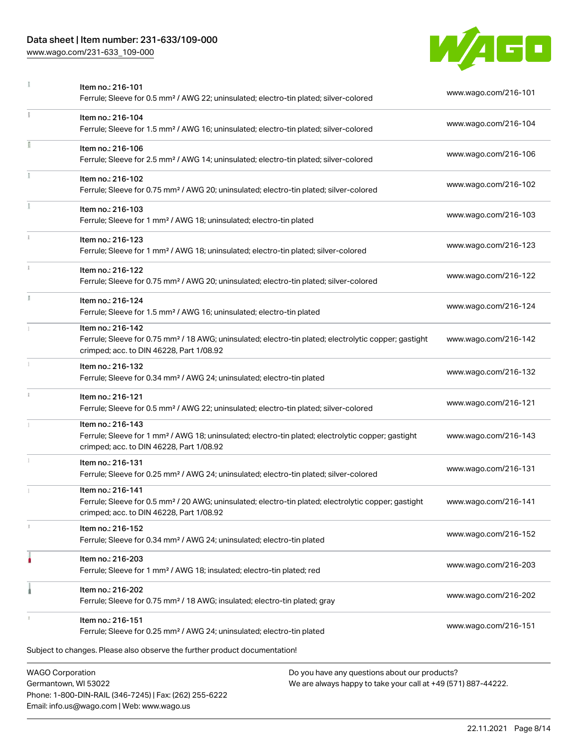| | | |
|---|---|---|
| | Item no.: 216-101<br>Ferrule; Sleeve for 0.5 mm² / AWG 22; uninsulated; electro-tin plated; silver-colored | www.wago.com/216-101 |
| | Item no.: 216-104<br>Ferrule; Sleeve for 1.5 mm² / AWG 16; uninsulated; electro-tin plated; silver-colored | www.wago.com/216-104 |
| | Item no.: 216-106<br>Ferrule; Sleeve for 2.5 mm² / AWG 14; uninsulated; electro-tin plated; silver-colored | www.wago.com/216-106 |
| | Item no.: 216-102<br>Ferrule; Sleeve for 0.75 mm² / AWG 20; uninsulated; electro-tin plated; silver-colored | www.wago.com/216-102 |
| | Item no.: 216-103<br>Ferrule; Sleeve for 1 mm² / AWG 18; uninsulated; electro-tin plated | www.wago.com/216-103 |
| | Item no.: 216-123<br>Ferrule; Sleeve for 1 mm² / AWG 18; uninsulated; electro-tin plated; silver-colored | www.wago.com/216-123 |
| | Item no.: 216-122<br>Ferrule; Sleeve for 0.75 mm² / AWG 20; uninsulated; electro-tin plated; silver-colored | www.wago.com/216-122 |
| | Item no.: 216-124<br>Ferrule; Sleeve for 1.5 mm² / AWG 16; uninsulated; electro-tin plated | www.wago.com/216-124 |
| | Item no.: 216-142<br>Ferrule; Sleeve for 0.75 mm² / 18 AWG; uninsulated; electro-tin plated; electrolytic copper; gastight crimped; acc. to DIN 46228, Part 1/08.92 | www.wago.com/216-142 |
| | Item no.: 216-132<br>Ferrule; Sleeve for 0.34 mm² / AWG 24; uninsulated; electro-tin plated | www.wago.com/216-132 |
| | Item no.: 216-121<br>Ferrule; Sleeve for 0.5 mm² / AWG 22; uninsulated; electro-tin plated; silver-colored | www.wago.com/216-121 |
| | Item no.: 216-143<br>Ferrule; Sleeve for 1 mm² / AWG 18; uninsulated; electro-tin plated; electrolytic copper; gastight crimped; acc. to DIN 46228, Part 1/08.92 | www.wago.com/216-143 |
| | Item no.: 216-131<br>Ferrule; Sleeve for 0.25 mm² / AWG 24; uninsulated; electro-tin plated; silver-colored | www.wago.com/216-131 |
| | Item no.: 216-141<br>Ferrule; Sleeve for 0.5 mm² / 20 AWG; uninsulated; electro-tin plated; electrolytic copper; gastight crimped; acc. to DIN 46228, Part 1/08.92 | www.wago.com/216-141 |
| | Item no.: 216-152<br>Ferrule; Sleeve for 0.34 mm² / AWG 24; uninsulated; electro-tin plated | www.wago.com/216-152 |
| | Item no.: 216-203<br>Ferrule; Sleeve for 1 mm² / AWG 18; insulated; electro-tin plated; red | www.wago.com/216-203 |
| | Item no.: 216-202<br>Ferrule; Sleeve for 0.75 mm² / 18 AWG; insulated; electro-tin plated; gray | www.wago.com/216-202 |
| | Item no.: 216-151<br>Ferrule; Sleeve for 0.25 mm² / AWG 24; uninsulated; electro-tin plated | www.wago.com/216-151 |

Subject to changes. Please also observe the further product documentation!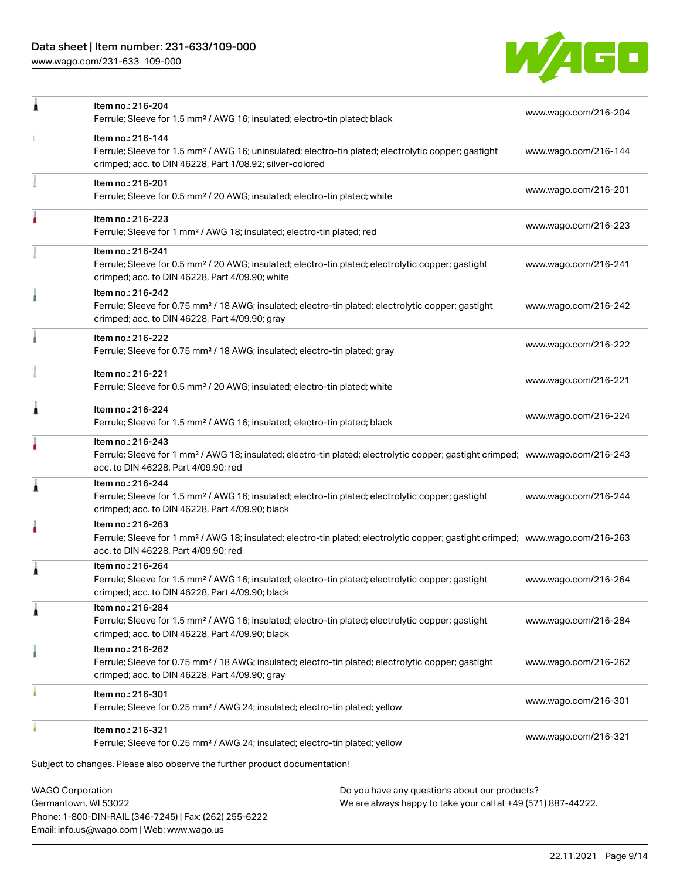| Item | Link |
| --- | --- |
| Item no.: 216-204<br>Ferrule; Sleeve for 1.5 mm² / AWG 16; insulated; electro-tin plated; black | www.wago.com/216-204 |
| Item no.: 216-144<br>Ferrule; Sleeve for 1.5 mm² / AWG 16; uninsulated; electro-tin plated; electrolytic copper; gastight crimped; acc. to DIN 46228, Part 1/08.92; silver-colored | www.wago.com/216-144 |
| Item no.: 216-201<br>Ferrule; Sleeve for 0.5 mm² / 20 AWG; insulated; electro-tin plated; white | www.wago.com/216-201 |
| Item no.: 216-223<br>Ferrule; Sleeve for 1 mm² / AWG 18; insulated; electro-tin plated; red | www.wago.com/216-223 |
| Item no.: 216-241<br>Ferrule; Sleeve for 0.5 mm² / 20 AWG; insulated; electro-tin plated; electrolytic copper; gastight crimped; acc. to DIN 46228, Part 4/09.90; white | www.wago.com/216-241 |
| Item no.: 216-242<br>Ferrule; Sleeve for 0.75 mm² / 18 AWG; insulated; electro-tin plated; electrolytic copper; gastight crimped; acc. to DIN 46228, Part 4/09.90; gray | www.wago.com/216-242 |
| Item no.: 216-222<br>Ferrule; Sleeve for 0.75 mm² / 18 AWG; insulated; electro-tin plated; gray | www.wago.com/216-222 |
| Item no.: 216-221<br>Ferrule; Sleeve for 0.5 mm² / 20 AWG; insulated; electro-tin plated; white | www.wago.com/216-221 |
| Item no.: 216-224<br>Ferrule; Sleeve for 1.5 mm² / AWG 16; insulated; electro-tin plated; black | www.wago.com/216-224 |
| Item no.: 216-243<br>Ferrule; Sleeve for 1 mm² / AWG 18; insulated; electro-tin plated; electrolytic copper; gastight crimped; acc. to DIN 46228, Part 4/09.90; red | www.wago.com/216-243 |
| Item no.: 216-244<br>Ferrule; Sleeve for 1.5 mm² / AWG 16; insulated; electro-tin plated; electrolytic copper; gastight crimped; acc. to DIN 46228, Part 4/09.90; black | www.wago.com/216-244 |
| Item no.: 216-263<br>Ferrule; Sleeve for 1 mm² / AWG 18; insulated; electro-tin plated; electrolytic copper; gastight crimped; acc. to DIN 46228, Part 4/09.90; red | www.wago.com/216-263 |
| Item no.: 216-264<br>Ferrule; Sleeve for 1.5 mm² / AWG 16; insulated; electro-tin plated; electrolytic copper; gastight crimped; acc. to DIN 46228, Part 4/09.90; black | www.wago.com/216-264 |
| Item no.: 216-284<br>Ferrule; Sleeve for 1.5 mm² / AWG 16; insulated; electro-tin plated; electrolytic copper; gastight crimped; acc. to DIN 46228, Part 4/09.90; black | www.wago.com/216-284 |
| Item no.: 216-262<br>Ferrule; Sleeve for 0.75 mm² / 18 AWG; insulated; electro-tin plated; electrolytic copper; gastight crimped; acc. to DIN 46228, Part 4/09.90; gray | www.wago.com/216-262 |
| Item no.: 216-301<br>Ferrule; Sleeve for 0.25 mm² / AWG 24; insulated; electro-tin plated; yellow | www.wago.com/216-301 |
| Item no.: 216-321<br>Ferrule; Sleeve for 0.25 mm² / AWG 24; insulated; electro-tin plated; yellow | www.wago.com/216-321 |

Subject to changes. Please also observe the further product documentation!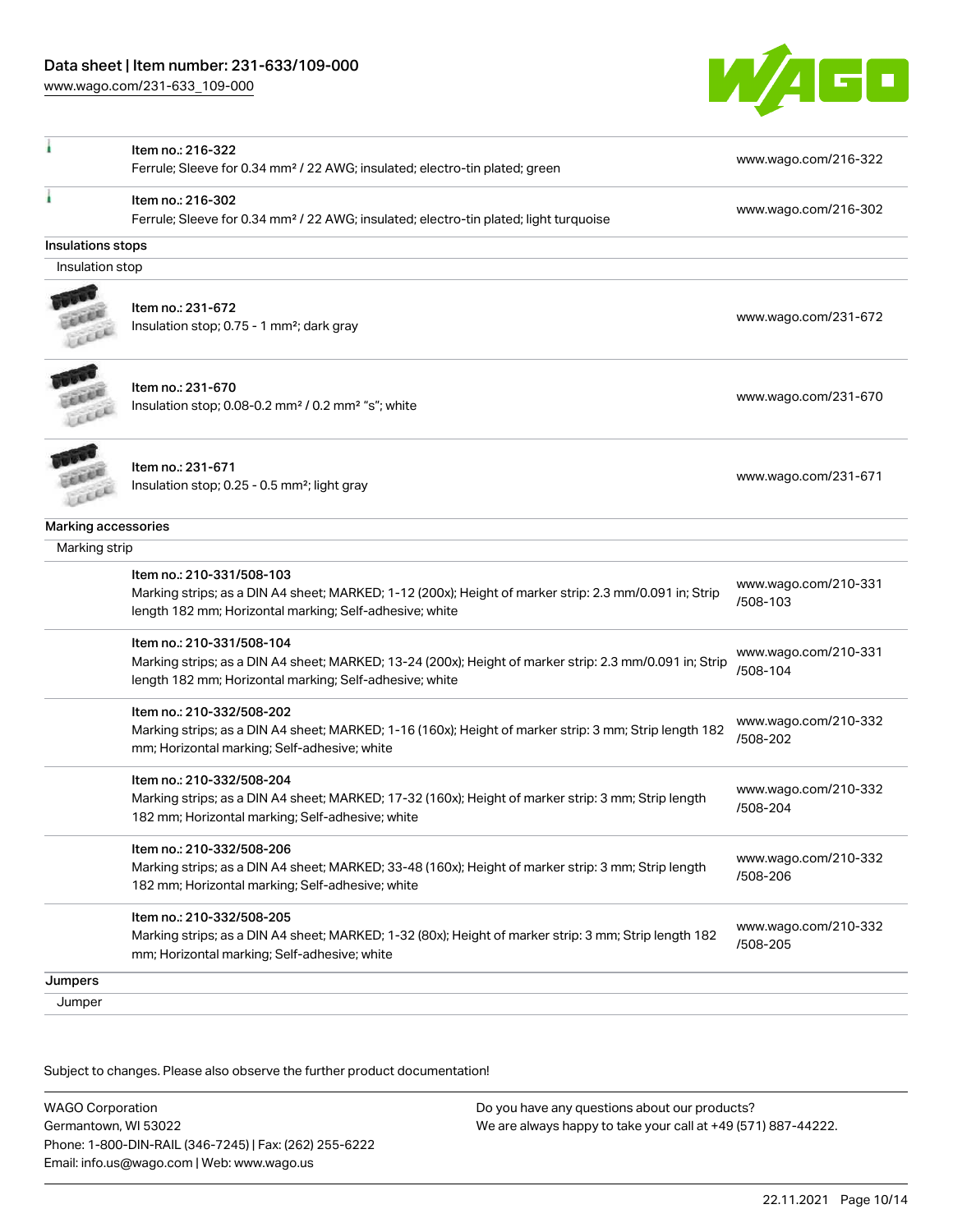| | | |
|---|---|---|
| | Item no.: 216-322<br>Ferrule; Sleeve for 0.34 mm² / 22 AWG; insulated; electro-tin plated; green | www.wago.com/216-322 |
| | Item no.: 216-302<br>Ferrule; Sleeve for 0.34 mm² / 22 AWG; insulated; electro-tin plated; light turquoise | www.wago.com/216-302 |

**Insulations stops**

Insulation stop

| | | |
|---|---|---|
| | Item no.: 231-672<br>Insulation stop; 0.75 - 1 mm²; dark gray | www.wago.com/231-672 |
| | Item no.: 231-670<br>Insulation stop; 0.08-0.2 mm² / 0.2 mm² "s"; white | www.wago.com/231-670 |
| | Item no.: 231-671<br>Insulation stop; 0.25 - 0.5 mm²; light gray | www.wago.com/231-671 |

**Marking accessories**

Marking strip

| | | |
|---|---|---|
| | Item no.: 210-331/508-103<br>Marking strips; as a DIN A4 sheet; MARKED; 1-12 (200x); Height of marker strip: 2.3 mm/0.091 in; Strip length 182 mm; Horizontal marking; Self-adhesive; white | www.wago.com/210-331/508-103 |
| | Item no.: 210-331/508-104<br>Marking strips; as a DIN A4 sheet; MARKED; 13-24 (200x); Height of marker strip: 2.3 mm/0.091 in; Strip length 182 mm; Horizontal marking; Self-adhesive; white | www.wago.com/210-331/508-104 |
| | Item no.: 210-332/508-202<br>Marking strips; as a DIN A4 sheet; MARKED; 1-16 (160x); Height of marker strip: 3 mm; Strip length 182 mm; Horizontal marking; Self-adhesive; white | www.wago.com/210-332/508-202 |
| | Item no.: 210-332/508-204<br>Marking strips; as a DIN A4 sheet; MARKED; 17-32 (160x); Height of marker strip: 3 mm; Strip length 182 mm; Horizontal marking; Self-adhesive; white | www.wago.com/210-332/508-204 |
| | Item no.: 210-332/508-206<br>Marking strips; as a DIN A4 sheet; MARKED; 33-48 (160x); Height of marker strip: 3 mm; Strip length 182 mm; Horizontal marking; Self-adhesive; white | www.wago.com/210-332/508-206 |
| | Item no.: 210-332/508-205<br>Marking strips; as a DIN A4 sheet; MARKED; 1-32 (80x); Height of marker strip: 3 mm; Strip length 182 mm; Horizontal marking; Self-adhesive; white | www.wago.com/210-332/508-205 |

**Jumpers**

Jumper

Subject to changes. Please also observe the further product documentation!

WAGO Corporation
Germantown, WI 53022
Phone: 1-800-DIN-RAIL (346-7245) | Fax: (262) 255-6222
Email: info.us@wago.com | Web: www.wago.us

Do you have any questions about our products?
We are always happy to take your call at +49 (571) 887-44222.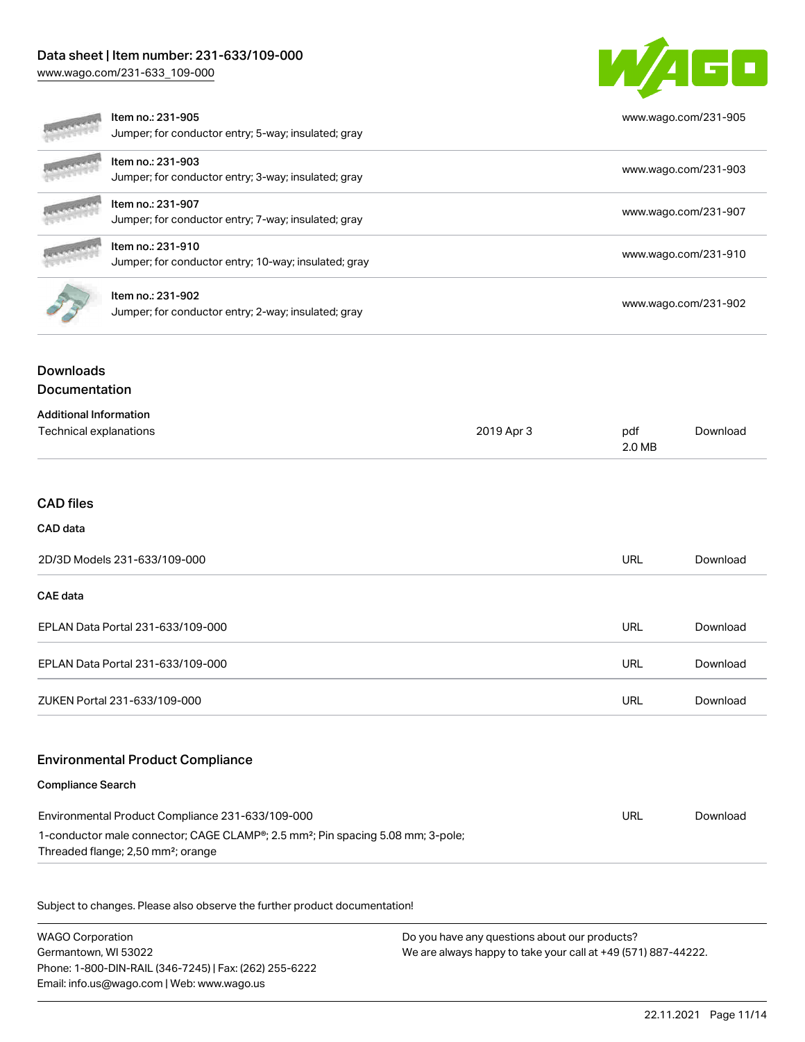| | | |
|---|---|---|
| | Item no.: 231-905<br>Jumper; for conductor entry; 5-way; insulated; gray | www.wago.com/231-905 |
| | Item no.: 231-903<br>Jumper; for conductor entry; 3-way; insulated; gray | www.wago.com/231-903 |
| | Item no.: 231-907<br>Jumper; for conductor entry; 7-way; insulated; gray | www.wago.com/231-907 |
| | Item no.: 231-910<br>Jumper; for conductor entry; 10-way; insulated; gray | www.wago.com/231-910 |
| | Item no.: 231-902<br>Jumper; for conductor entry; 2-way; insulated; gray | www.wago.com/231-902 |

## Downloads

### Documentation

**Additional Information**

| | | | |
|---|---|---|---|
| Technical explanations | 2019 Apr 3 | pdf<br>2.0 MB | Download |

### CAD files

**CAD data**

| | | |
|---|---|---|
| 2D/3D Models 231-633/109-000 | URL | Download |

**CAE data**

| | | |
|---|---|---|
| EPLAN Data Portal 231-633/109-000 | URL | Download |
| EPLAN Data Portal 231-633/109-000 | URL | Download |
| ZUKEN Portal 231-633/109-000 | URL | Download |

### Environmental Product Compliance

**Compliance Search**

| | | |
|---|---|---|
| Environmental Product Compliance 231-633/109-000<br>1-conductor male connector; CAGE CLAMP®; 2.5 mm²; Pin spacing 5.08 mm; 3-pole; Threaded flange; 2,50 mm²; orange | URL | Download |

Subject to changes. Please also observe the further product documentation!

WAGO Corporation
Germantown, WI 53022
Phone: 1-800-DIN-RAIL (346-7245) | Fax: (262) 255-6222
Email: info.us@wago.com | Web: www.wago.us

Do you have any questions about our products?
We are always happy to take your call at +49 (571) 887-44222.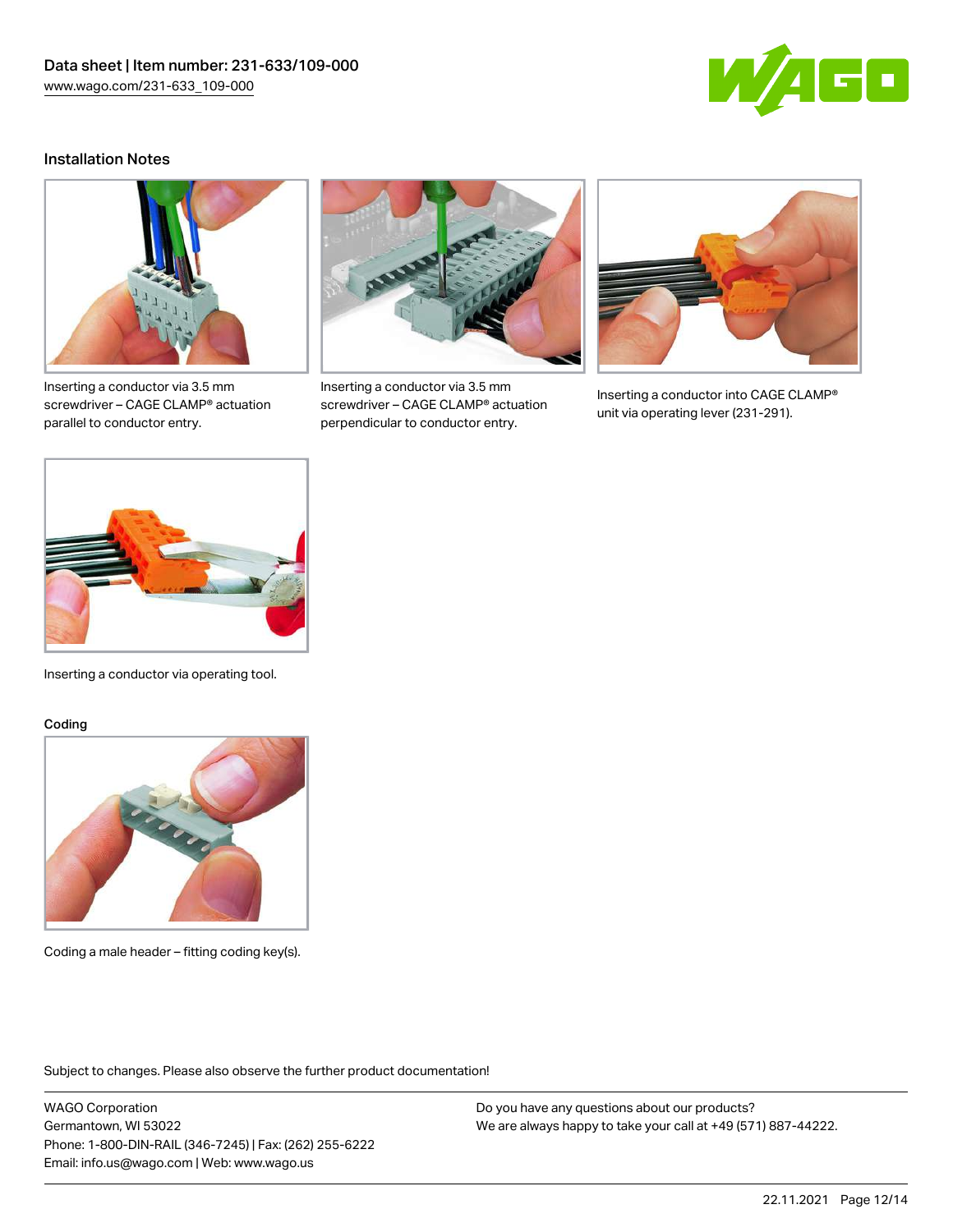## Installation Notes

Inserting a conductor via 3.5 mm screwdriver – CAGE CLAMP® actuation parallel to conductor entry.

Inserting a conductor via 3.5 mm screwdriver – CAGE CLAMP® actuation perpendicular to conductor entry.

Inserting a conductor into CAGE CLAMP® unit via operating lever (231-291).

Inserting a conductor via operating tool.

## Coding

Coding a male header – fitting coding key(s).

Subject to changes. Please also observe the further product documentation!

WAGO Corporation
Germantown, WI 53022
Phone: 1-800-DIN-RAIL (346-7245) | Fax: (262) 255-6222
Email: info.us@wago.com | Web: www.wago.us

Do you have any questions about our products?
We are always happy to take your call at +49 (571) 887-44222.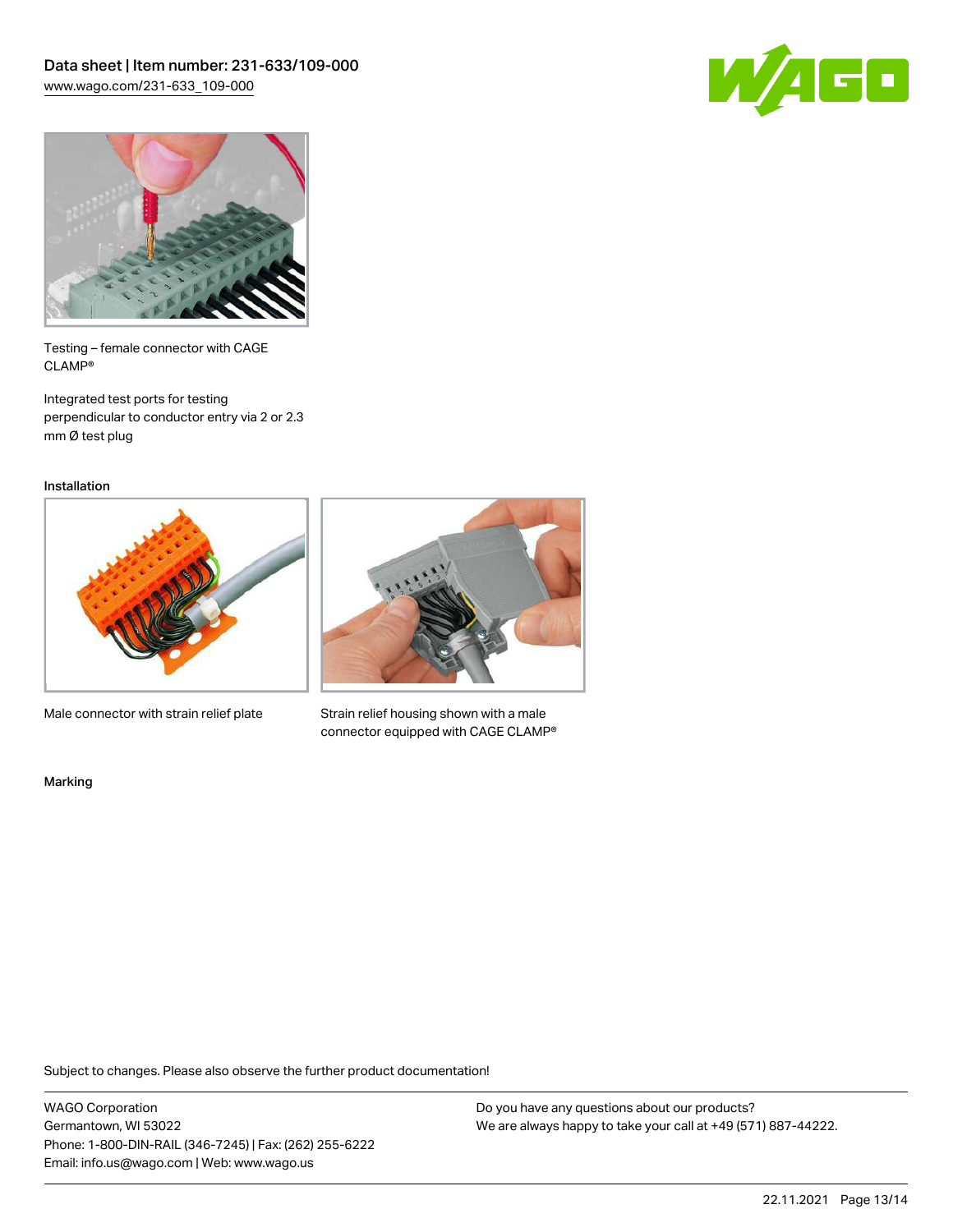Testing – female connector with CAGE CLAMP®

Integrated test ports for testing perpendicular to conductor entry via 2 or 2.3 mm Ø test plug

Installation

Male connector with strain relief plate

Strain relief housing shown with a male connector equipped with CAGE CLAMP®

Marking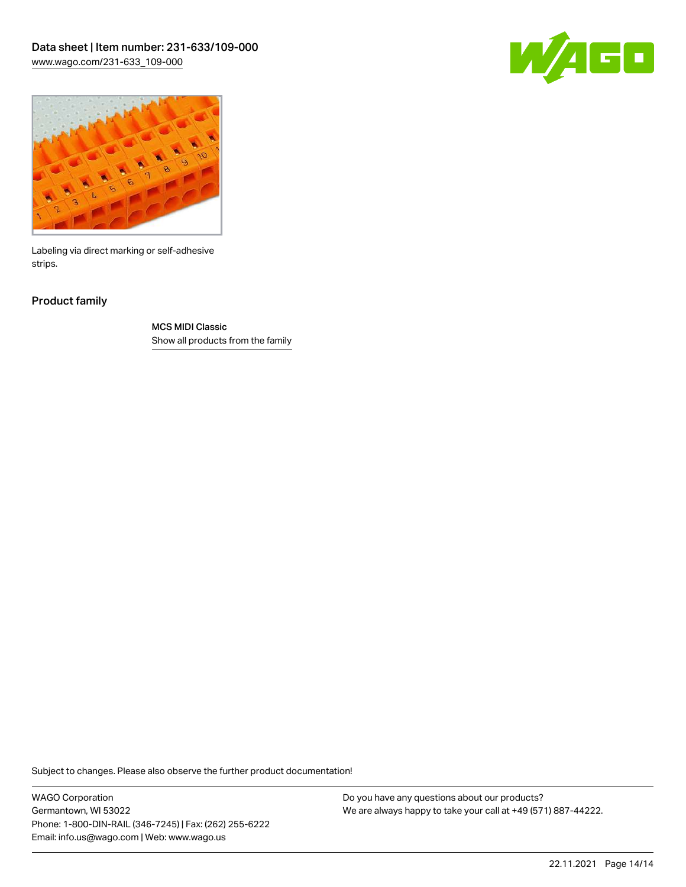Labeling via direct marking or self-adhesive strips.

## Product family

MCS MIDI Classic
Show all products from the family

Subject to changes. Please also observe the further product documentation!

WAGO Corporation
Germantown, WI 53022
Phone: 1-800-DIN-RAIL (346-7245) | Fax: (262) 255-6222
Email: info.us@wago.com | Web: www.wago.us

Do you have any questions about our products?
We are always happy to take your call at +49 (571) 887-44222.